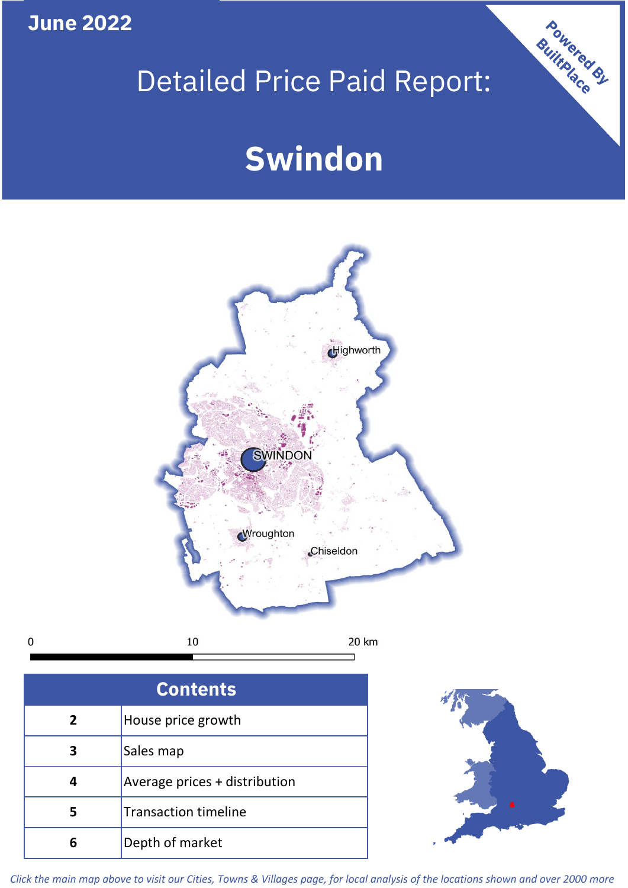June 2022

# Detailed Price Paid Report:

# Swindon

Powered By BuiltPlace

| Contents | |
|---|---|
| 2 | House price growth |
| 3 | Sales map |
| 4 | Average prices + distribution |
| 5 | Transaction timeline |
| 6 | Depth of market |

*Click the main map above to visit our Cities, Towns & Villages page, for local analysis of the locations shown and over 2000 more*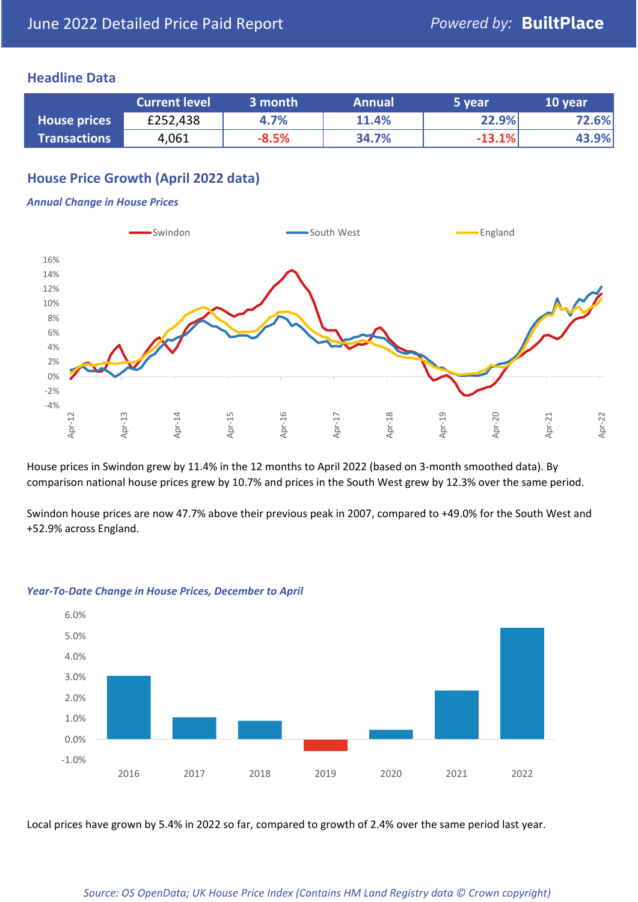June 2022 Detailed Price Paid Report

Powered by: **BuiltPlace**

## Headline Data

| | Current level | 3 month | Annual | 5 year | 10 year |
|---|---|---|---|---|---|
| **House prices** | £252,438 | 4.7% | 11.4% | 22.9% | 72.6% |
| **Transactions** | 4,061 | -8.5% | 34.7% | -13.1% | 43.9% |

## House Price Growth (April 2022 data)

***Annual Change in House Prices***

House prices in Swindon grew by 11.4% in the 12 months to April 2022 (based on 3-month smoothed data). By comparison national house prices grew by 10.7% and prices in the South West grew by 12.3% over the same period.

Swindon house prices are now 47.7% above their previous peak in 2007, compared to +49.0% for the South West and +52.9% across England.

***Year-To-Date Change in House Prices, December to April***

Local prices have grown by 5.4% in 2022 so far, compared to growth of 2.4% over the same period last year.

*Source: OS OpenData; UK House Price Index (Contains HM Land Registry data © Crown copyright)*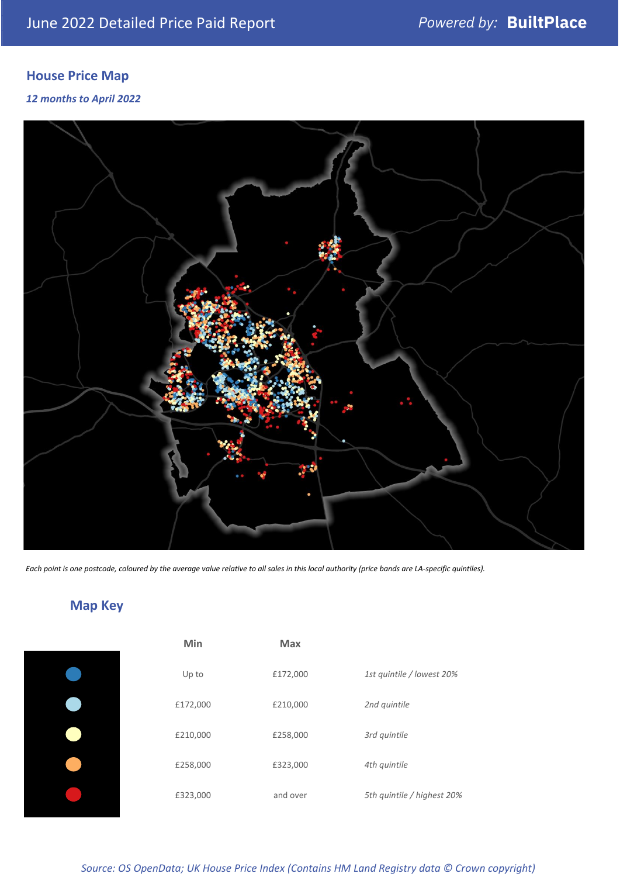## House Price Map

*12 months to April 2022*

*Each point is one postcode, coloured by the average value relative to all sales in this local authority (price bands are LA-specific quintiles).*

## Map Key

| | Min | Max | |
|---|---|---|---|
| | Up to | £172,000 | *1st quintile / lowest 20%* |
| | £172,000 | £210,000 | *2nd quintile* |
| | £210,000 | £258,000 | *3rd quintile* |
| | £258,000 | £323,000 | *4th quintile* |
| | £323,000 | and over | *5th quintile / highest 20%* |

*Source: OS OpenData; UK House Price Index (Contains HM Land Registry data © Crown copyright)*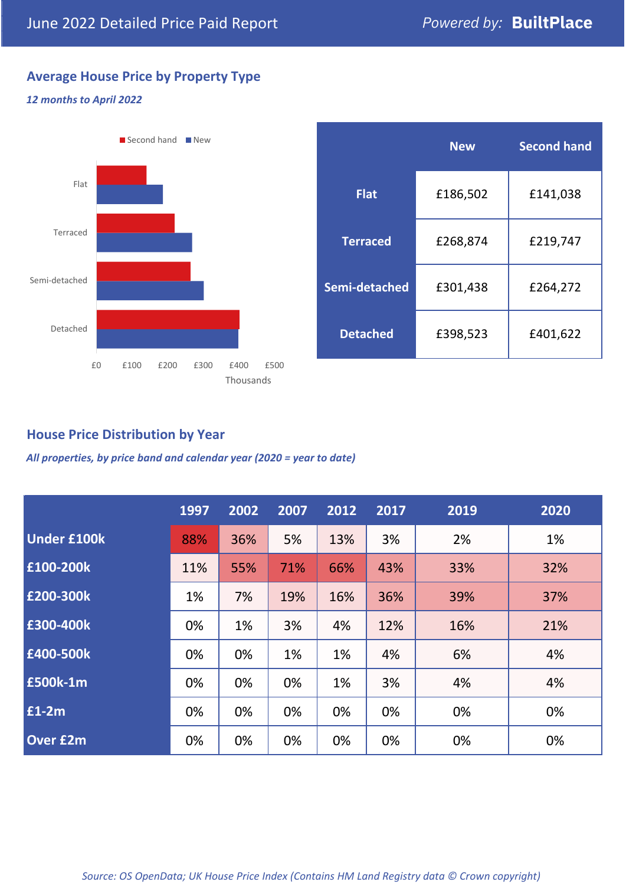June 2022 Detailed Price Paid Report

*Powered by:* **BuiltPlace**

## Average House Price by Property Type

***12 months to April 2022***

| | New | Second hand |
|---|---|---|
| **Flat** | £186,502 | £141,038 |
| **Terraced** | £268,874 | £219,747 |
| **Semi-detached** | £301,438 | £264,272 |
| **Detached** | £398,523 | £401,622 |

## House Price Distribution by Year

***All properties, by price band and calendar year (2020 = year to date)***

| | 1997 | 2002 | 2007 | 2012 | 2017 | 2019 | 2020 |
|---|---|---|---|---|---|---|---|
| **Under £100k** | 88% | 36% | 5% | 13% | 3% | 2% | 1% |
| **£100-200k** | 11% | 55% | 71% | 66% | 43% | 33% | 32% |
| **£200-300k** | 1% | 7% | 19% | 16% | 36% | 39% | 37% |
| **£300-400k** | 0% | 1% | 3% | 4% | 12% | 16% | 21% |
| **£400-500k** | 0% | 0% | 1% | 1% | 4% | 6% | 4% |
| **£500k-1m** | 0% | 0% | 0% | 1% | 3% | 4% | 4% |
| **£1-2m** | 0% | 0% | 0% | 0% | 0% | 0% | 0% |
| **Over £2m** | 0% | 0% | 0% | 0% | 0% | 0% | 0% |

*Source: OS OpenData; UK House Price Index (Contains HM Land Registry data © Crown copyright)*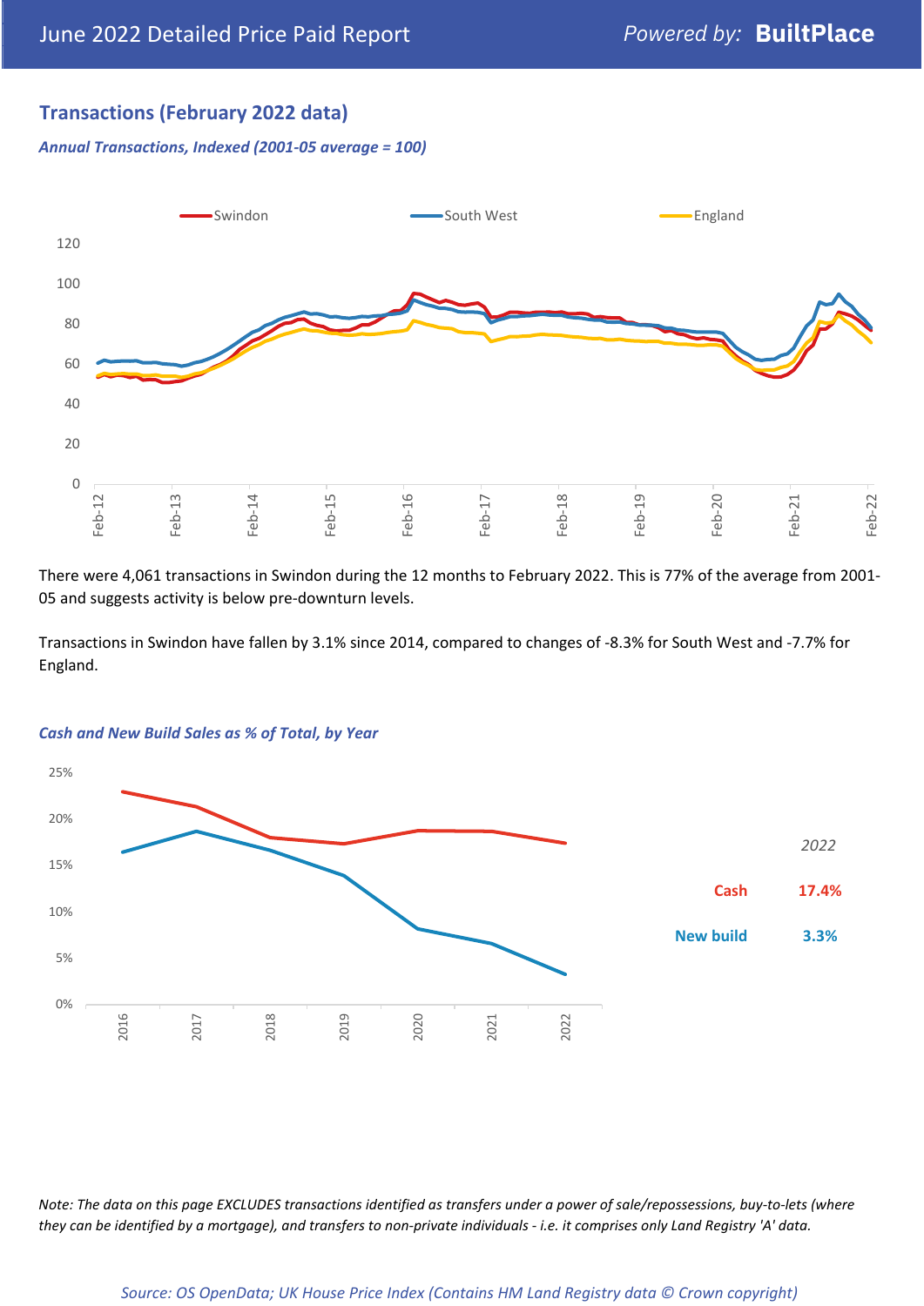## Transactions (February 2022 data)

*Annual Transactions, Indexed (2001-05 average = 100)*

There were 4,061 transactions in Swindon during the 12 months to February 2022. This is 77% of the average from 2001-05 and suggests activity is below pre-downturn levels.

Transactions in Swindon have fallen by 3.1% since 2014, compared to changes of -8.3% for South West and -7.7% for England.

*Cash and New Build Sales as % of Total, by Year*

| 2022 | |
|---|---|
| Cash | 17.4% |
| New build | 3.3% |

*Note: The data on this page EXCLUDES transactions identified as transfers under a power of sale/repossessions, buy-to-lets (where they can be identified by a mortgage), and transfers to non-private individuals - i.e. it comprises only Land Registry 'A' data.*

*Source: OS OpenData; UK House Price Index (Contains HM Land Registry data © Crown copyright)*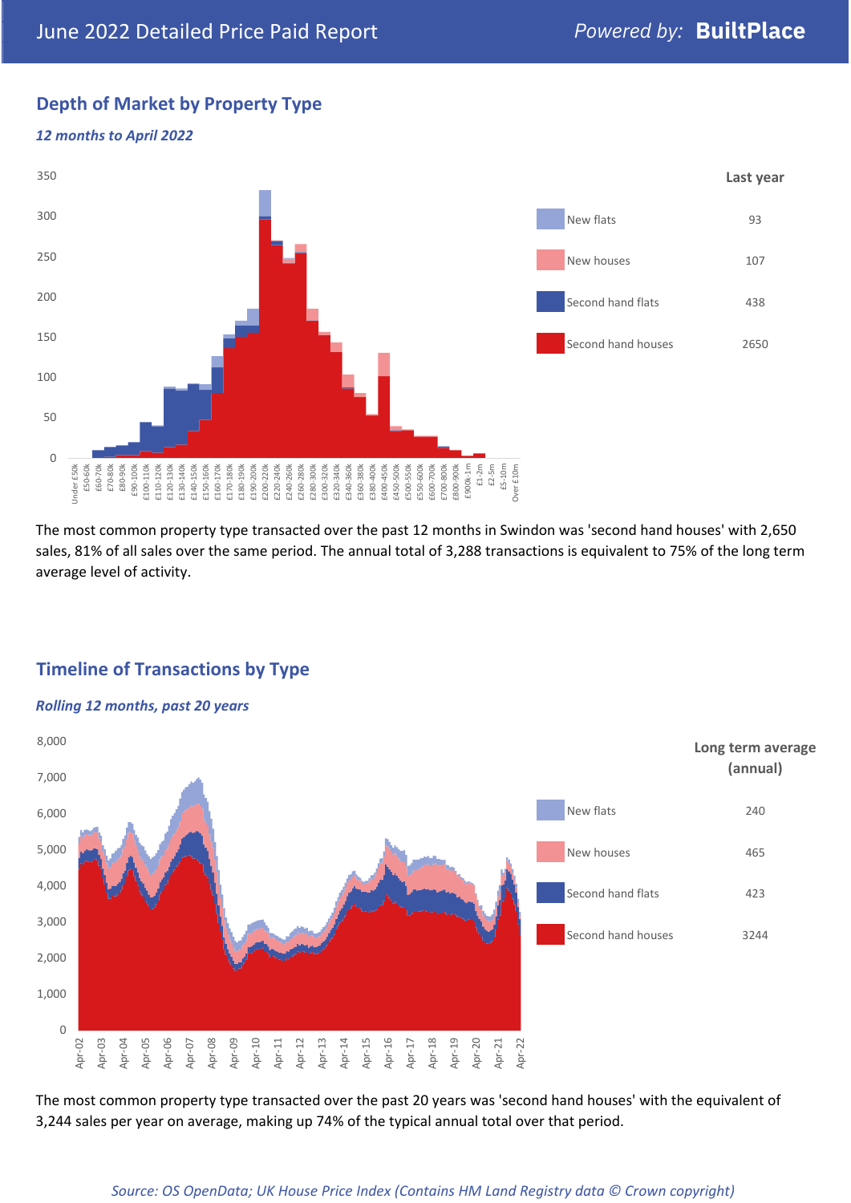June 2022 Detailed Price Paid Report

Powered by: **BuiltPlace**

## Depth of Market by Property Type

*12 months to April 2022*

350
300
250
200
150
100
50
0

Under £50k, £50-60k, £60-70k, £70-80k, £80-90k, £90-100k, £100-110k, £110-120k, £120-130k, £130-140k, £140-150k, £150-160k, £160-170k, £170-180k, £180-190k, £190-200k, £200-220k, £220-240k, £240-260k, £260-280k, £280-300k, £300-320k, £320-340k, £340-360k, £360-380k, £380-400k, £400-450k, £450-500k, £500-550k, £550-600k, £600-700k, £700-800k, £800-900k, £900k-1m, £1-2m, £2-5m, £5-10m, Over £10m

**Last year**

New flats 93

New houses 107

Second hand flats 438

Second hand houses 2650

The most common property type transacted over the past 12 months in Swindon was 'second hand houses' with 2,650 sales, 81% of all sales over the same period. The annual total of 3,288 transactions is equivalent to 75% of the long term average level of activity.

## Timeline of Transactions by Type

*Rolling 12 months, past 20 years*

8,000
7,000
6,000
5,000
4,000
3,000
2,000
1,000
0

Apr-02, Apr-03, Apr-04, Apr-05, Apr-06, Apr-07, Apr-08, Apr-09, Apr-10, Apr-11, Apr-12, Apr-13, Apr-14, Apr-15, Apr-16, Apr-17, Apr-18, Apr-19, Apr-20, Apr-21, Apr-22

**Long term average (annual)**

New flats 240

New houses 465

Second hand flats 423

Second hand houses 3244

The most common property type transacted over the past 20 years was 'second hand houses' with the equivalent of 3,244 sales per year on average, making up 74% of the typical annual total over that period.

*Source: OS OpenData; UK House Price Index (Contains HM Land Registry data © Crown copyright)*